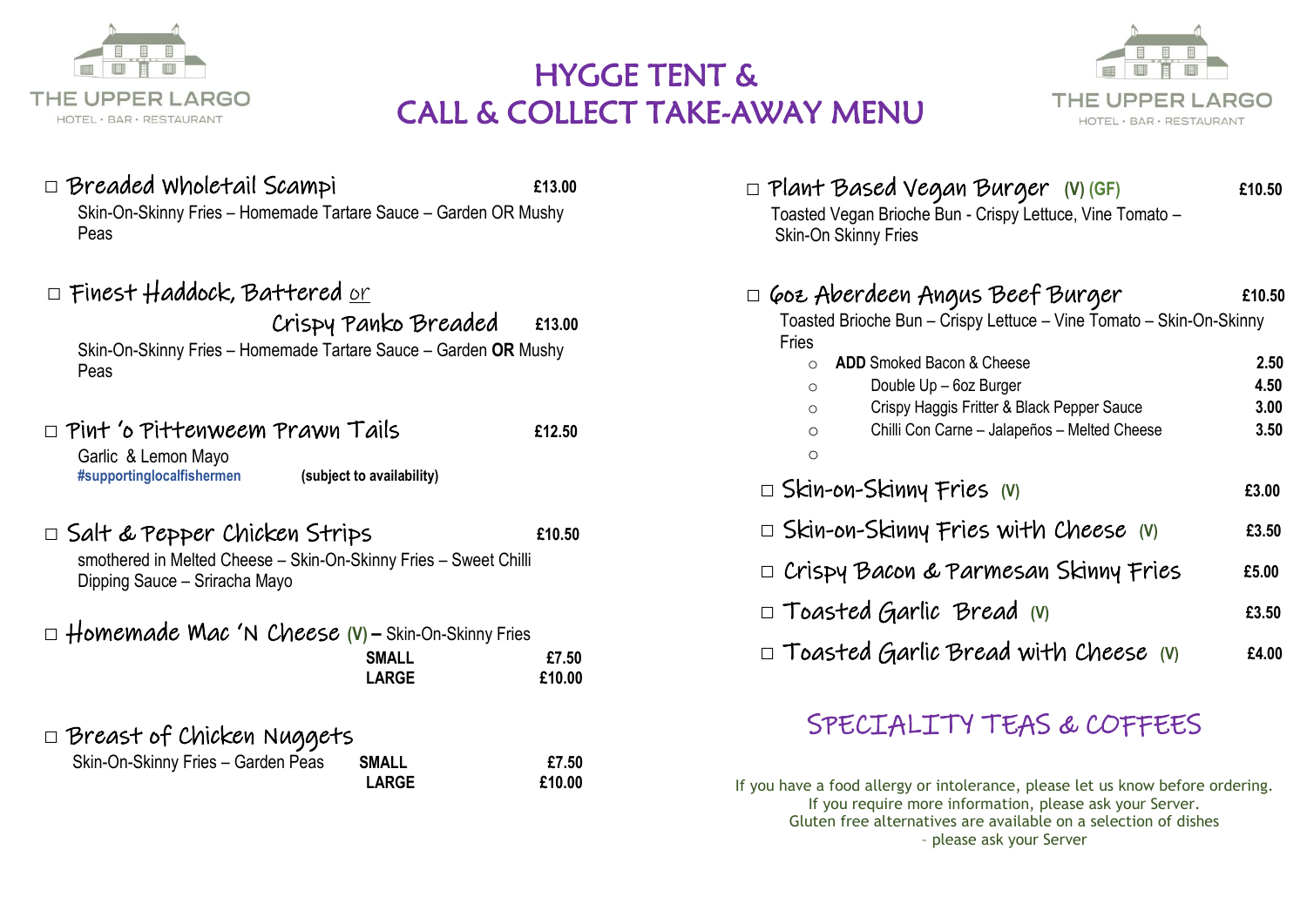THE UPPER LARGO
HOTEL • BAR • RESTAURANT

# HYGGE TENT & CALL & COLLECT TAKE-AWAY MENU

THE UPPER LARGO
HOTEL • BAR • RESTAURANT

☐ **Breaded Wholetail Scampi** **£13.00**
Skin-On-Skinny Fries – Homemade Tartare Sauce – Garden OR Mushy Peas

☐ **Finest Haddock, Battered** or **Crispy Panko Breaded** **£13.00**
Skin-On-Skinny Fries – Homemade Tartare Sauce – Garden **OR** Mushy Peas

☐ **Pint 'o Pittenweem Prawn Tails** **£12.50**
Garlic & Lemon Mayo
**#supportinglocalfishermen** **(subject to availability)**

☐ **Salt & Pepper Chicken Strips** **£10.50**
smothered in Melted Cheese – Skin-On-Skinny Fries – Sweet Chilli Dipping Sauce – Sriracha Mayo

☐ **Homemade Mac 'N Cheese** **(V)** – Skin-On-Skinny Fries

| | |
|---|---|
| **SMALL** | **£7.50** |
| **LARGE** | **£10.00** |

☐ **Breast of Chicken Nuggets**
Skin-On-Skinny Fries – Garden Peas

| | |
|---|---|
| **SMALL** | **£7.50** |
| **LARGE** | **£10.00** |

☐ **Plant Based Vegan Burger** **(V) (GF)** **£10.50**
Toasted Vegan Brioche Bun - Crispy Lettuce, Vine Tomato – Skin-On Skinny Fries

☐ **6oz Aberdeen Angus Beef Burger** **£10.50**
Toasted Brioche Bun – Crispy Lettuce – Vine Tomato – Skin-On-Skinny Fries

- **ADD** Smoked Bacon & Cheese **2.50**
- Double Up – 6oz Burger **4.50**
- Crispy Haggis Fritter & Black Pepper Sauce **3.00**
- Chilli Con Carne – Jalapeños – Melted Cheese **3.50**

☐ **Skin-on-Skinny Fries** **(V)** **£3.00**

☐ **Skin-on-Skinny Fries with Cheese** **(V)** **£3.50**

☐ **Crispy Bacon & Parmesan Skinny Fries** **£5.00**

☐ **Toasted Garlic Bread** **(V)** **£3.50**

☐ **Toasted Garlic Bread with Cheese** **(V)** **£4.00**

## SPECIALITY TEAS & COFFEES

If you have a food allergy or intolerance, please let us know before ordering.
If you require more information, please ask your Server.
Gluten free alternatives are available on a selection of dishes
– please ask your Server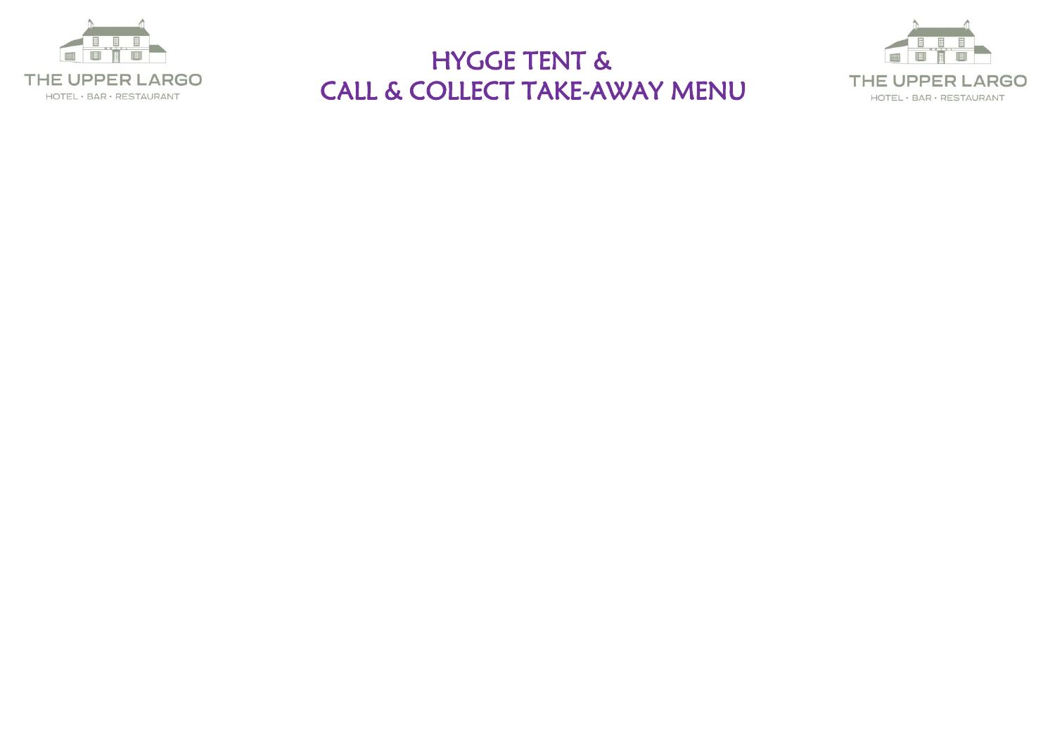# HYGGE TENT & CALL & COLLECT TAKE-AWAY MENU

THE UPPER LARGO

HOTEL • BAR • RESTAURANT